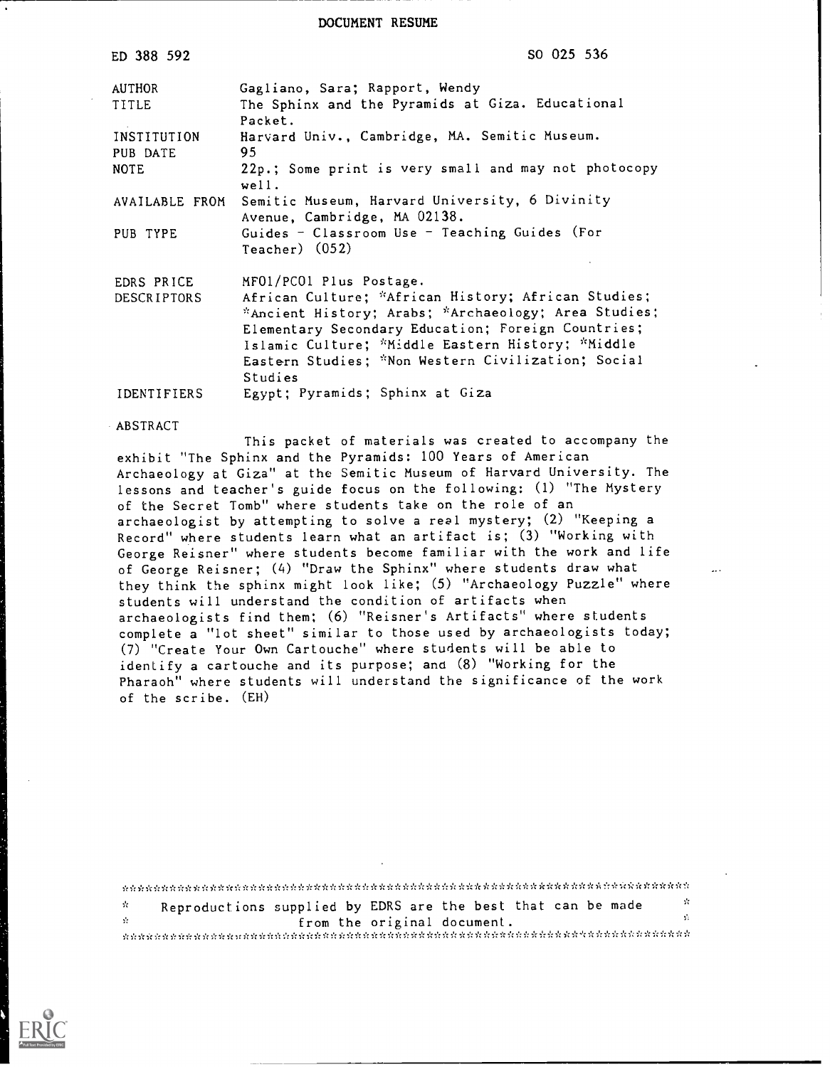# DOCUMENT RESUME

ED 388 592 SO 025 536

| | |
|---|---|
| AUTHOR | Gagliano, Sara; Rapport, Wendy |
| TITLE | The Sphinx and the Pyramids at Giza. Educational Packet. |
| INSTITUTION | Harvard Univ., Cambridge, MA. Semitic Museum. |
| PUB DATE | 95 |
| NOTE | 22p.; Some print is very small and may not photocopy well. |
| AVAILABLE FROM | Semitic Museum, Harvard University, 6 Divinity Avenue, Cambridge, MA 02138. |
| PUB TYPE | Guides - Classroom Use - Teaching Guides (For Teacher) (052) |
| EDRS PRICE | MF01/PC01 Plus Postage. |
| DESCRIPTORS | African Culture; *African History; African Studies; *Ancient History; Arabs; *Archaeology; Area Studies; Elementary Secondary Education; Foreign Countries; Islamic Culture; *Middle Eastern History; *Middle Eastern Studies; *Non Western Civilization; Social Studies |
| IDENTIFIERS | Egypt; Pyramids; Sphinx at Giza |

ABSTRACT

This packet of materials was created to accompany the exhibit "The Sphinx and the Pyramids: 100 Years of American Archaeology at Giza" at the Semitic Museum of Harvard University. The lessons and teacher's guide focus on the following: (1) "The Mystery of the Secret Tomb" where students take on the role of an archaeologist by attempting to solve a real mystery; (2) "Keeping a Record" where students learn what an artifact is; (3) "Working with George Reisner" where students become familiar with the work and life of George Reisner; (4) "Draw the Sphinx" where students draw what they think the sphinx might look like; (5) "Archaeology Puzzle" where students will understand the condition of artifacts when archaeologists find them; (6) "Reisner's Artifacts" where students complete a "lot sheet" similar to those used by archaeologists today; (7) "Create Your Own Cartouche" where students will be able to identify a cartouche and its purpose; and (8) "Working for the Pharaoh" where students will understand the significance of the work of the scribe. (EH)

***********************************************************************
* Reproductions supplied by EDRS are the best that can be made *
* from the original document. *
***********************************************************************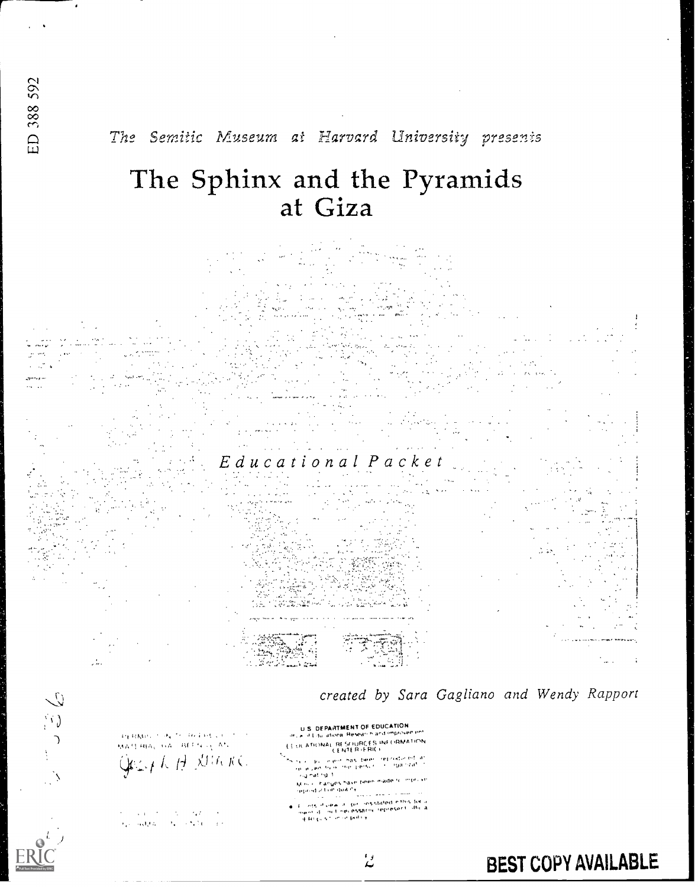ED 388 592

*The Semitic Museum at Harvard University presents*

# The Sphinx and the Pyramids at Giza

*Educational Packet*

*created by Sara Gagliano and Wendy Rapport*

PERMISSION TO REPRODUCE THIS MATERIAL HAS BEEN GRANTED BY

Joseph A. Greene

TO THE EDUCATIONAL RESOURCES INFORMATION CENTER (ERIC)

U.S. DEPARTMENT OF EDUCATION
Office of Educational Research and Improvement
EDUCATIONAL RESOURCES INFORMATION CENTER (ERIC)

This document has been reproduced as received from the person or organization originating it.

Minor changes have been made to improve reproduction quality.

- Points of view or opinions stated in this document do not necessarily represent official OERI position or policy.

BEST COPY AVAILABLE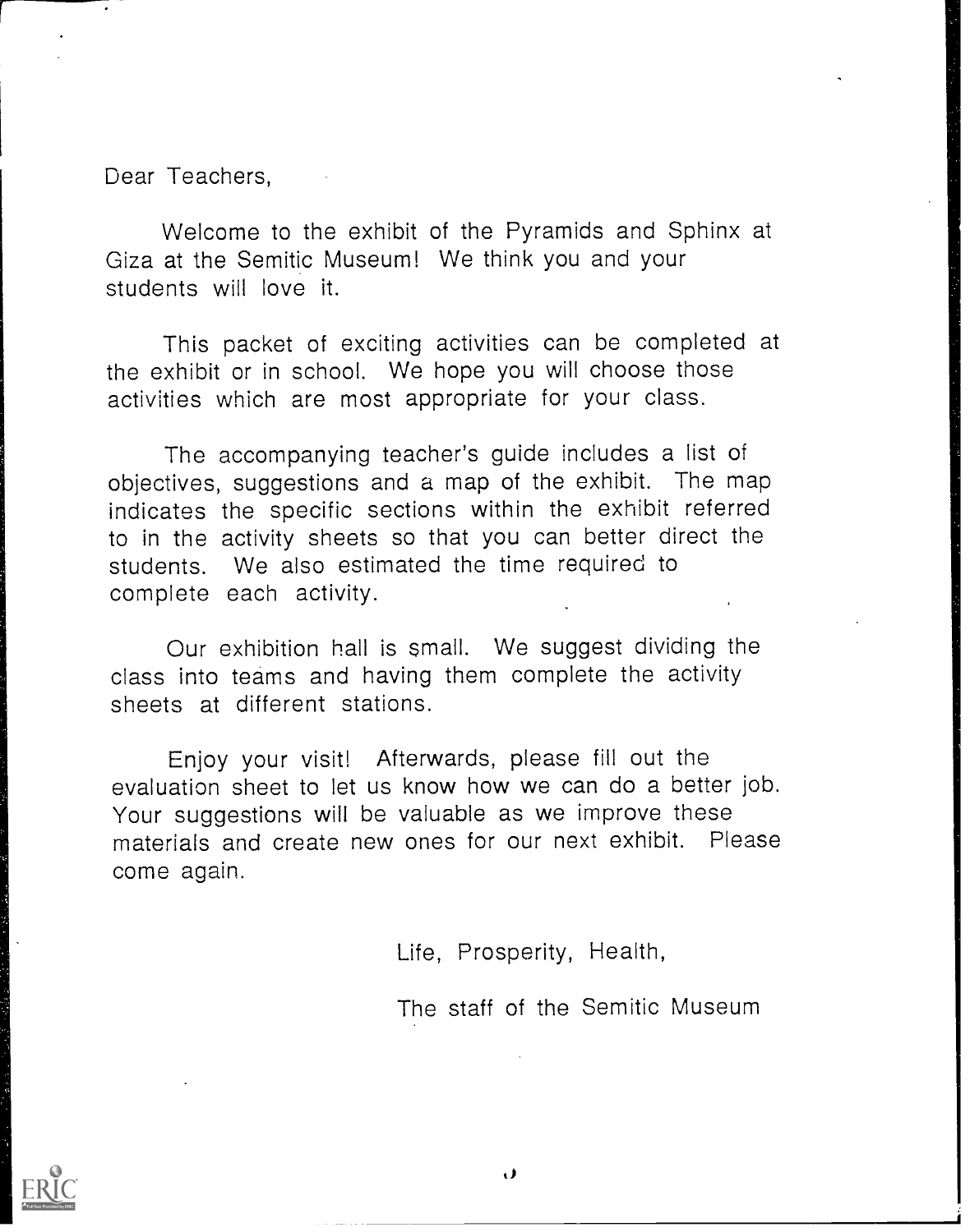Dear Teachers,

Welcome to the exhibit of the Pyramids and Sphinx at Giza at the Semitic Museum! We think you and your students will love it.

This packet of exciting activities can be completed at the exhibit or in school. We hope you will choose those activities which are most appropriate for your class.

The accompanying teacher's guide includes a list of objectives, suggestions and a map of the exhibit. The map indicates the specific sections within the exhibit referred to in the activity sheets so that you can better direct the students. We also estimated the time required to complete each activity.

Our exhibition hall is small. We suggest dividing the class into teams and having them complete the activity sheets at different stations.

Enjoy your visit! Afterwards, please fill out the evaluation sheet to let us know how we can do a better job. Your suggestions will be valuable as we improve these materials and create new ones for our next exhibit. Please come again.

Life, Prosperity, Health,

The staff of the Semitic Museum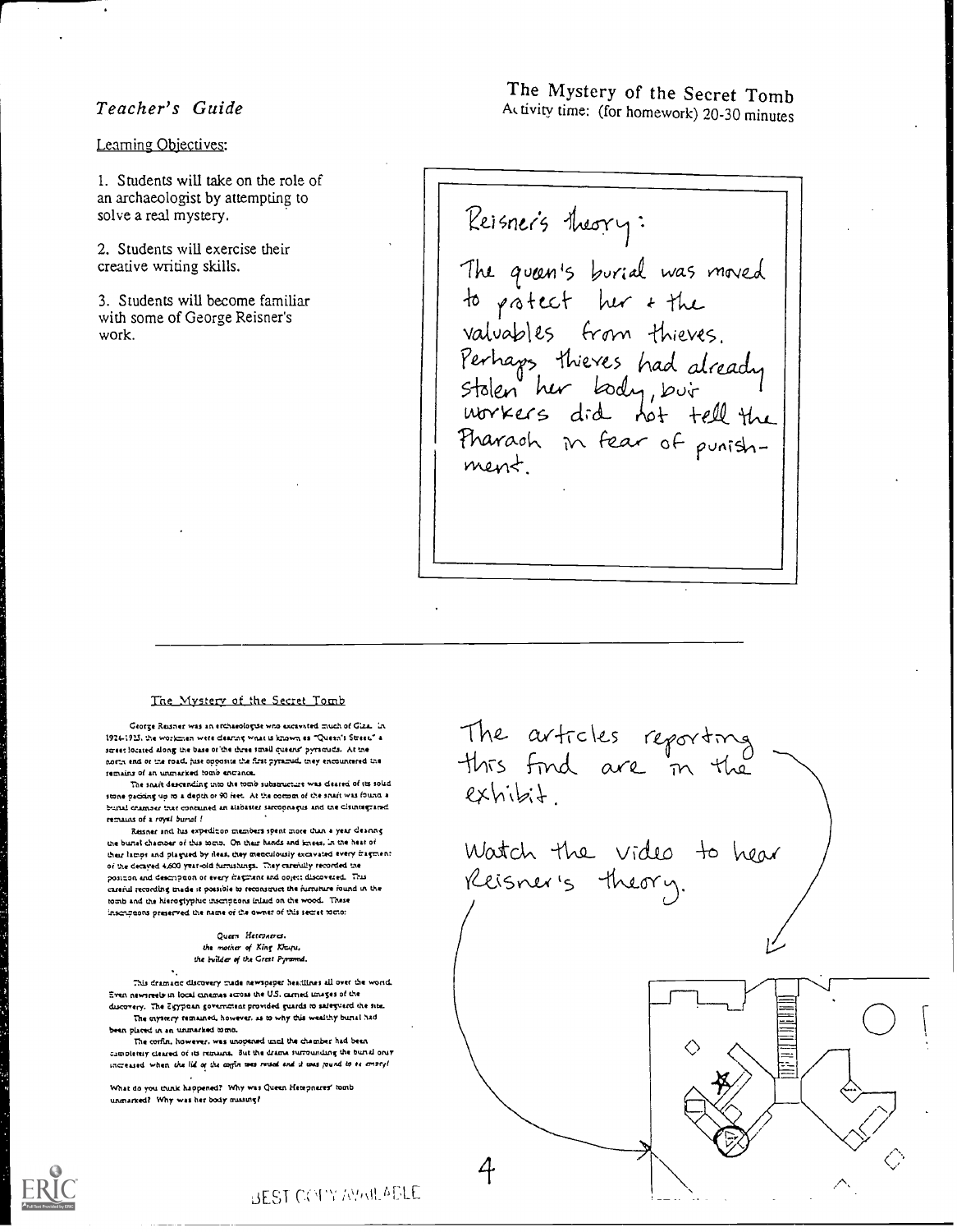*Teacher's Guide*

# The Mystery of the Secret Tomb

Activity time: (for homework) 20-30 minutes

Learning Objectives:

1. Students will take on the role of an archaeologist by attempting to solve a real mystery.

2. Students will exercise their creative writing skills.

3. Students will become familiar with some of George Reisner's work.

Reisner's theory:

The queen's burial was moved to protect her + the valuables from thieves. Perhaps thieves had already stolen her body, but workers did not tell the Pharaoh in fear of punishment.

## The Mystery of the Secret Tomb

George Reisner was an archaeologist who excavated much of Giza. In 1924-1925, the workmen were clearing what is known as "Queen's Street," a street located along the base of the three small queens' pyramids. At the north end of the road, just opposite the first pyramid, they encountered the remains of an unmarked tomb entrance.

The shaft descending into the tomb substructure was cleared of its solid stone packing up to a depth of 90 feet. At the bottom of the shaft was found a burial chamber that contained an alabaster sarcophagus and the disintegrated remains of a *royal burial* !

Reisner and his expedition members spent more than a year clearing the burial chamber of this tomb. On their hands and knees, in the heat of their lamps and plagued by fleas, they meticulously excavated every fragment of the decayed 4,600 year-old furnishings. They carefully recorded the position and description of every fragment and object discovered. This careful recording made it possible to reconstruct the furniture found in the tomb and the hieroglyphic inscriptions inlaid on the wood. These inscriptions preserved the name of the owner of this secret tomb:

*Queen Hetepheres,*
*the mother of King Khufu,*
*the builder of the Great Pyramid.*

This dramatic discovery made newspaper headlines all over the world. Even newsreels in local cinemas across the U.S. carried images of the discovery. The Egyptian government provided guards to safeguard the site.

The mystery remained, however, as to why this wealthy burial had been placed in an unmarked tomb.

The coffin, however, was unopened until the chamber had been completely cleared of its remains. But the drama surrounding the burial only increased when *the lid of the coffin was raised and it was found to be empty!*

What do you think happened? Why was Queen Hetepheres' tomb unmarked? Why was her body missing?

The articles reporting this find are in the exhibit.

Watch the video to hear Reisner's theory.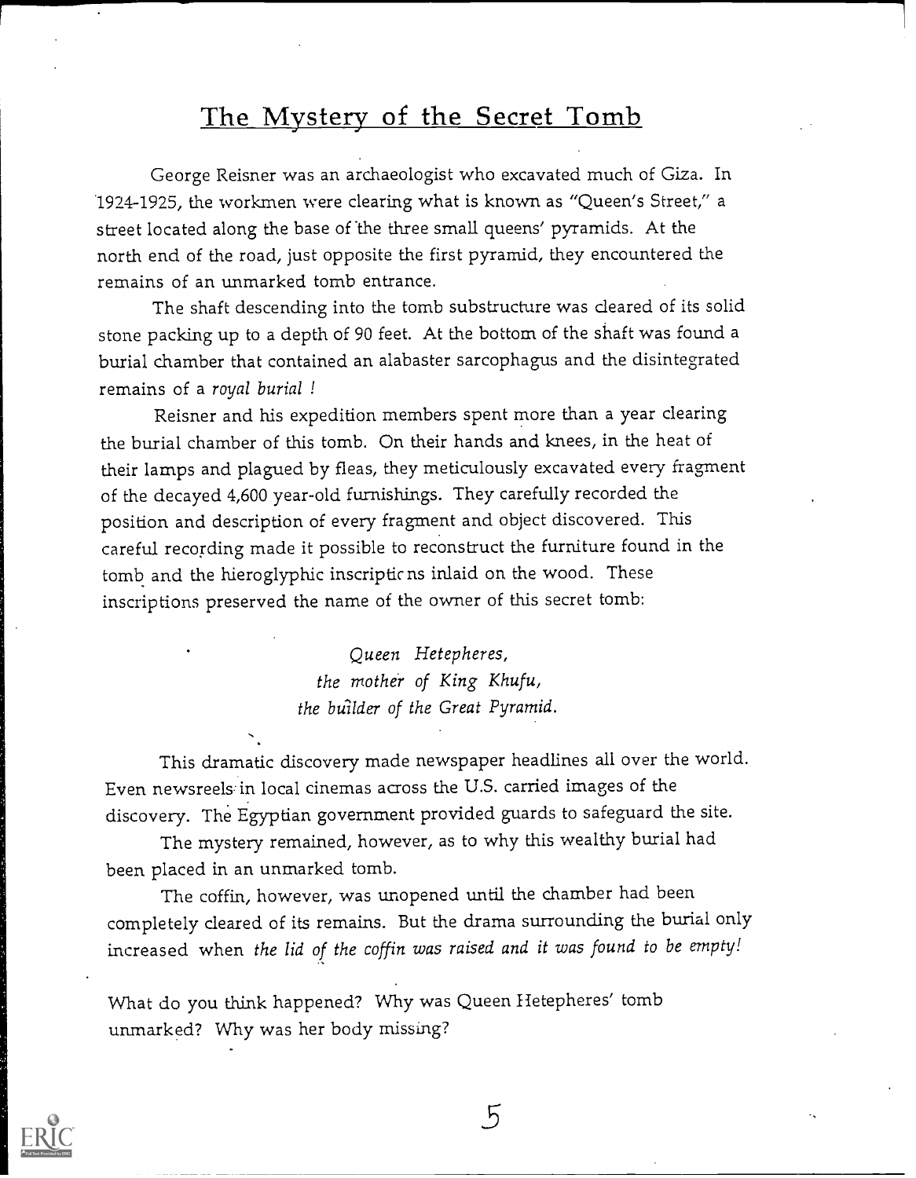# The Mystery of the Secret Tomb

George Reisner was an archaeologist who excavated much of Giza. In 1924-1925, the workmen were clearing what is known as "Queen's Street," a street located along the base of the three small queens' pyramids. At the north end of the road, just opposite the first pyramid, they encountered the remains of an unmarked tomb entrance.

The shaft descending into the tomb substructure was cleared of its solid stone packing up to a depth of 90 feet. At the bottom of the shaft was found a burial chamber that contained an alabaster sarcophagus and the disintegrated remains of a *royal burial !*

Reisner and his expedition members spent more than a year clearing the burial chamber of this tomb. On their hands and knees, in the heat of their lamps and plagued by fleas, they meticulously excavated every fragment of the decayed 4,600 year-old furnishings. They carefully recorded the position and description of every fragment and object discovered. This careful recording made it possible to reconstruct the furniture found in the tomb and the hieroglyphic inscriptions inlaid on the wood. These inscriptions preserved the name of the owner of this secret tomb:

*Queen Hetepheres,*
*the mother of King Khufu,*
*the builder of the Great Pyramid.*

This dramatic discovery made newspaper headlines all over the world. Even newsreels in local cinemas across the U.S. carried images of the discovery. The Egyptian government provided guards to safeguard the site.

The mystery remained, however, as to why this wealthy burial had been placed in an unmarked tomb.

The coffin, however, was unopened until the chamber had been completely cleared of its remains. But the drama surrounding the burial only increased when *the lid of the coffin was raised and it was found to be empty!*

What do you think happened? Why was Queen Hetepheres' tomb unmarked? Why was her body missing?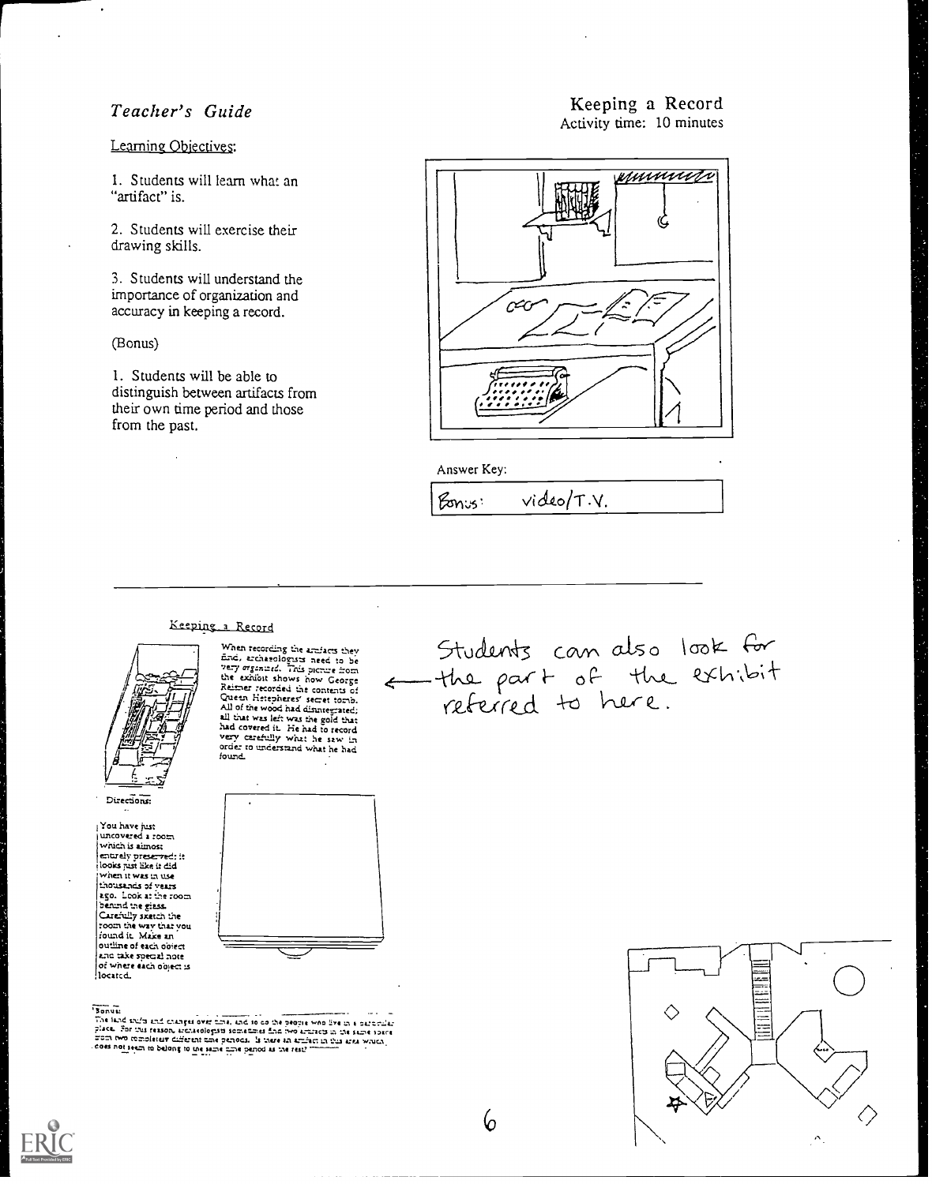*Teacher's Guide*

## Keeping a Record

Activity time: 10 minutes

Learning Objectives:

1. Students will learn what an "artifact" is.

2. Students will exercise their drawing skills.

3. Students will understand the importance of organization and accuracy in keeping a record.

(Bonus)

1. Students will be able to distinguish between artifacts from their own time period and those from the past.

Answer Key:

Bonus: video/T.V.

---

### Keeping a Record

When recording the artifacts they find, archaeologists need to be very organized. This picture from the exhibit shows how George Reisner recorded the contents of Queen Hetepheres' secret tomb. All of the wood had disintegrated; all that was left was the gold that had covered it. He had to record very carefully what he saw in order to understand what he had found.

Students can also look for ← the part of the exhibit referred to here.

Directions:

You have just uncovered a room which is almost entirely preserved; it looks just like it did when it was in use thousands of years ago. Look at the room behind the glass. Carefully sketch the room the way that you found it. Make an outline of each object and take special note of where each object is located.

Bonus:
The land shifts and changes over time, and so do the people who live in a particular place. For this reason, archaeologists sometimes find two artifacts in the same space from two completely different time periods. Is there an artifact in this area which does not seem to belong to the same time period as the rest?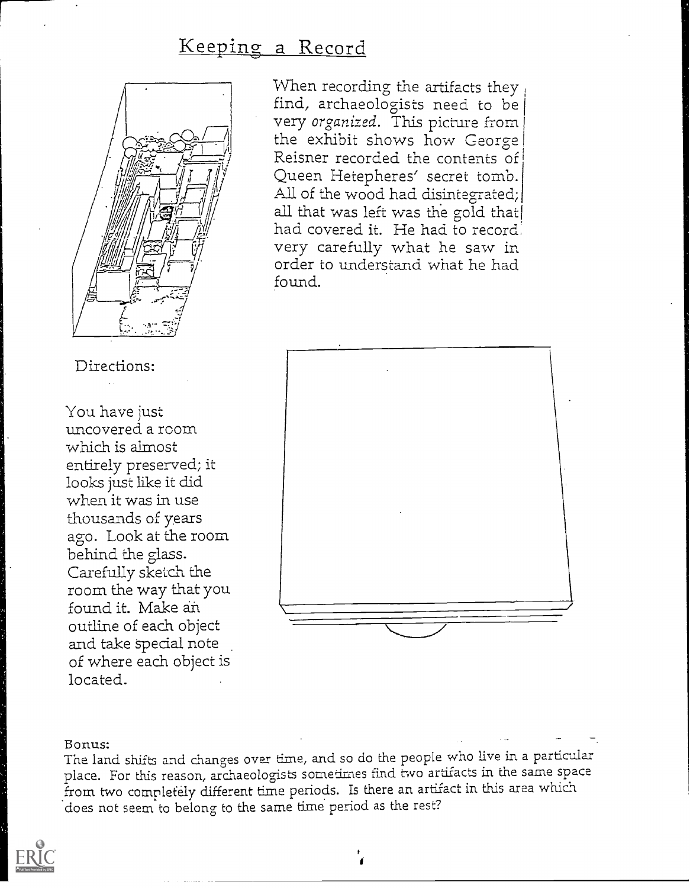# Keeping a Record

When recording the artifacts they find, archaeologists need to be very *organized*. This picture from the exhibit shows how George Reisner recorded the contents of Queen Hetepheres' secret tomb. All of the wood had disintegrated; all that was left was the gold that had covered it. He had to record very carefully what he saw in order to understand what he had found.

Directions:

You have just uncovered a room which is almost entirely preserved; it looks just like it did when it was in use thousands of years ago. Look at the room behind the glass. Carefully sketch the room the way that you found it. Make an outline of each object and take special note of where each object is located.

Bonus:
The land shifts and changes over time, and so do the people who live in a particular place. For this reason, archaeologists sometimes find two artifacts in the same space from two completely different time periods. Is there an artifact in this area which does not seem to belong to the same time period as the rest?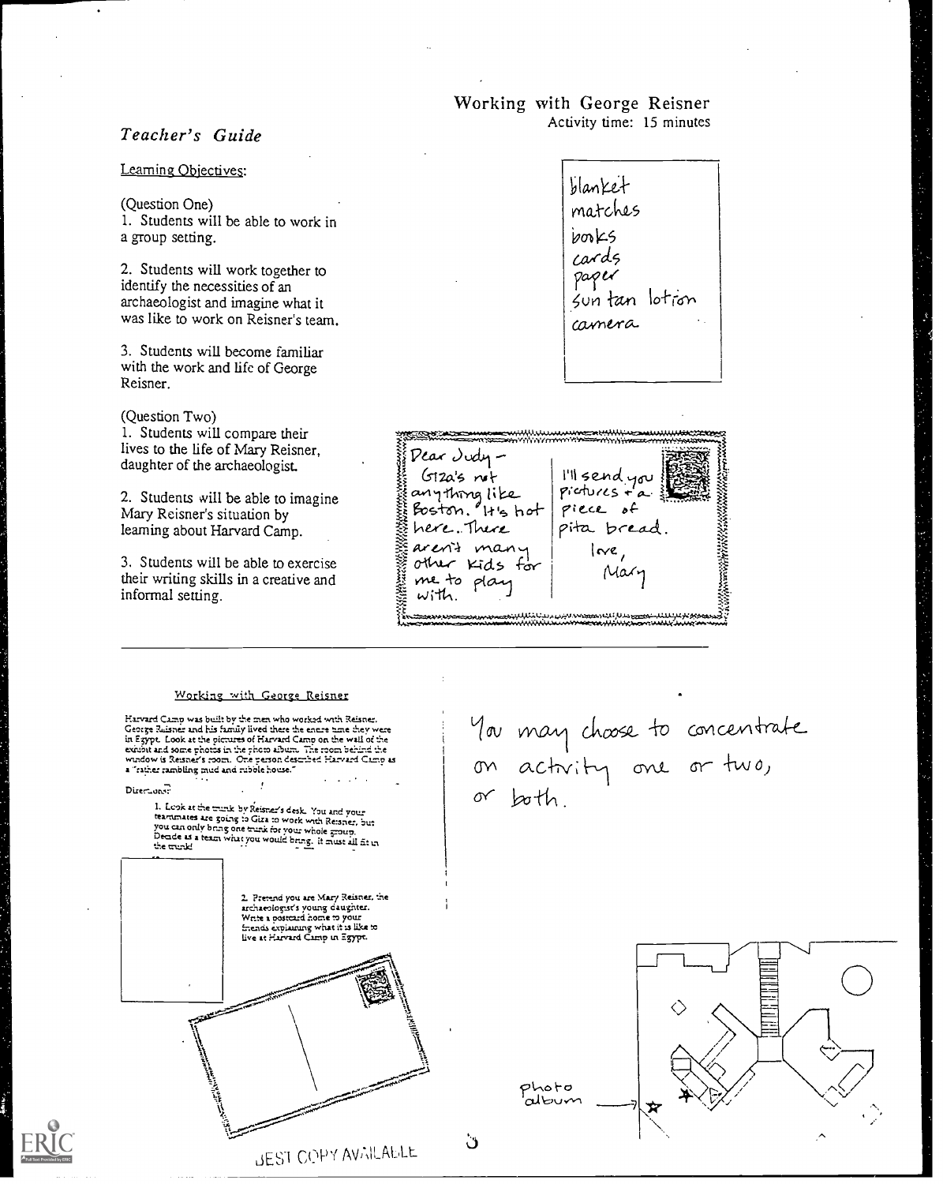*Teacher's Guide*

## Working with George Reisner

Activity time: 15 minutes

Learning Objectives:

(Question One)

1. Students will be able to work in a group setting.

2. Students will work together to identify the necessities of an archaeologist and imagine what it was like to work on Reisner's team.

3. Students will become familiar with the work and life of George Reisner.

(Question Two)

1. Students will compare their lives to the life of Mary Reisner, daughter of the archaeologist.

2. Students will be able to imagine Mary Reisner's situation by learning about Harvard Camp.

3. Students will be able to exercise their writing skills in a creative and informal setting.

blanket
matches
books
cards
paper
sun tan lotion
camera

Dear Judy –
Giza's not anything like Boston. It's hot here. There aren't many other kids for me to play with.

I'll send you pictures + a piece of pita bread.
love,
Mary

---

### Working with George Reisner

Harvard Camp was built by the men who worked with Reisner. George Reisner and his family lived there the entire time they were in Egypt. Look at the pictures of Harvard Camp on the wall of the exhibit and some photos in the photo album. The room behind the window is Reisner's room. One person described Harvard Camp as a "rather rambling mud and rubble house."

Directions:

1. Look at the trunk by Reisner's desk. You and your teammates are going to Giza to work with Reisner, but you can only bring one trunk for your whole group. Decide as a team what you would bring. It must all fit in the trunk!

2. Pretend you are Mary Reisner, the archaeologist's young daughter. Write a postcard home to your friends explaining what it is like to live at Harvard Camp in Egypt.

You may choose to concentrate on activity one or two, or both.

photo album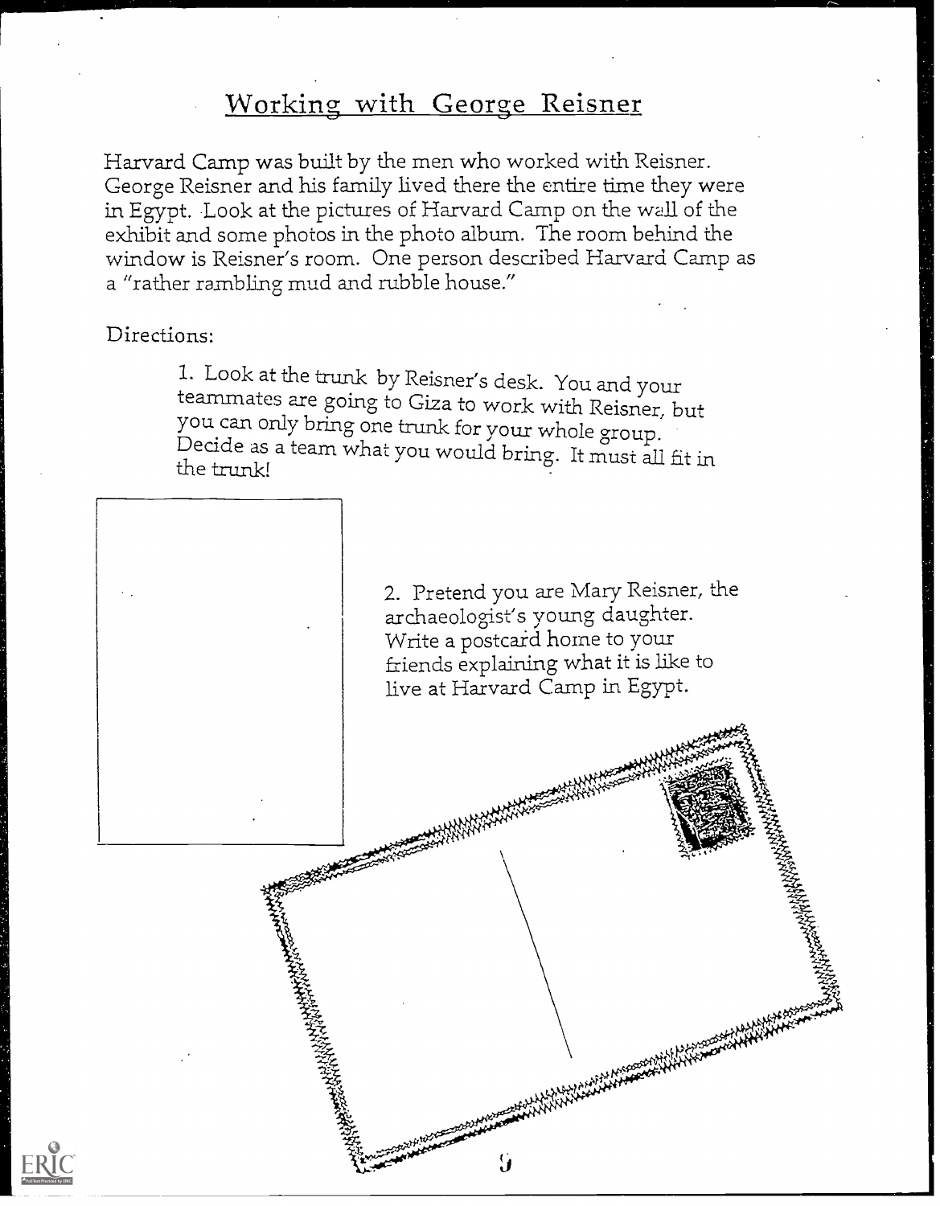## Working with George Reisner

Harvard Camp was built by the men who worked with Reisner. George Reisner and his family lived there the entire time they were in Egypt. Look at the pictures of Harvard Camp on the wall of the exhibit and some photos in the photo album. The room behind the window is Reisner's room. One person described Harvard Camp as a "rather rambling mud and rubble house."

Directions:

1. Look at the trunk by Reisner's desk. You and your teammates are going to Giza to work with Reisner, but you can only bring one trunk for your whole group. Decide as a team what you would bring. It must all fit in the trunk!

2. Pretend you are Mary Reisner, the archaeologist's young daughter. Write a postcard home to your friends explaining what it is like to live at Harvard Camp in Egypt.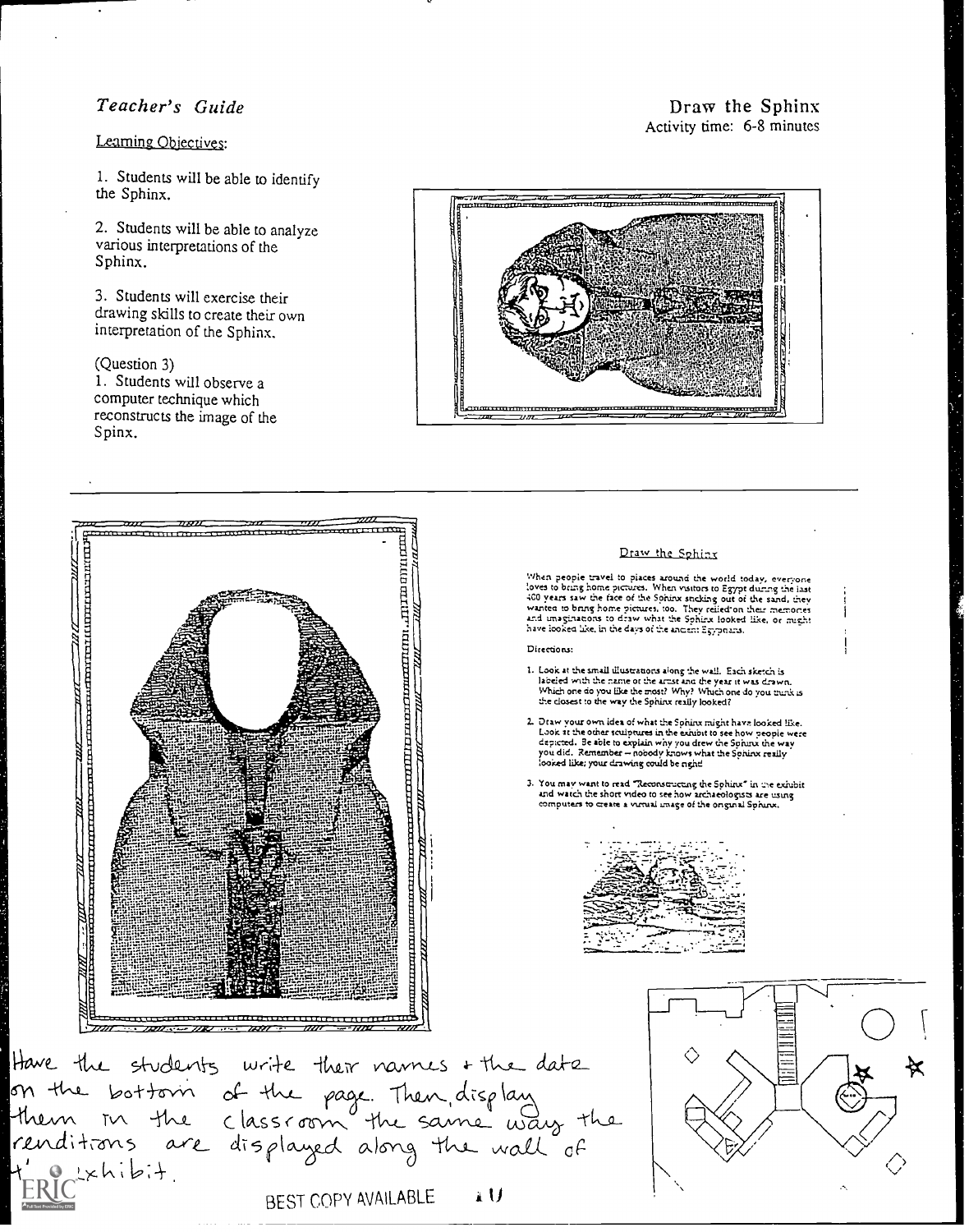*Teacher's Guide*

Draw the Sphinx
Activity time: 6-8 minutes

Learning Objectives:

1. Students will be able to identify the Sphinx.

2. Students will be able to analyze various interpretations of the Sphinx.

3. Students will exercise their drawing skills to create their own interpretation of the Sphinx.

(Question 3)
1. Students will observe a computer technique which reconstructs the image of the Spinx.

Draw the Sphinx

When people travel to places around the world today, everyone loves to bring home pictures. When visitors to Egypt during the last 400 years saw the face of the Sphinx sticking out of the sand, they wanted to bring home pictures, too. They relied on their memories and imaginations to draw what the Sphinx looked like, or might have looked like, in the days of the ancient Egyptians.

Directions:

1. Look at the small illustrations along the wall. Each sketch is labeled with the name of the artist and the year it was drawn. Which one do you like the most? Why? Which one do you think is the closest to the way the Sphinx really looked?

2. Draw your own idea of what the Sphinx might have looked like. Look at the other sculptures in the exhibit to see how people were depicted. Be able to explain why you drew the Sphinx the way you did. Remember – nobody knows what the Sphinx really looked like; your drawing could be right!

3. You may want to read "Reconstructing the Sphinx" in the exhibit and watch the short video to see how archaeologists are using computers to create a virtual image of the original Sphinx.

Have the students write their names + the date on the bottom of the page. Then, display them in the classroom the same way the renditions are displayed along the wall of the exhibit.

BEST COPY AVAILABLE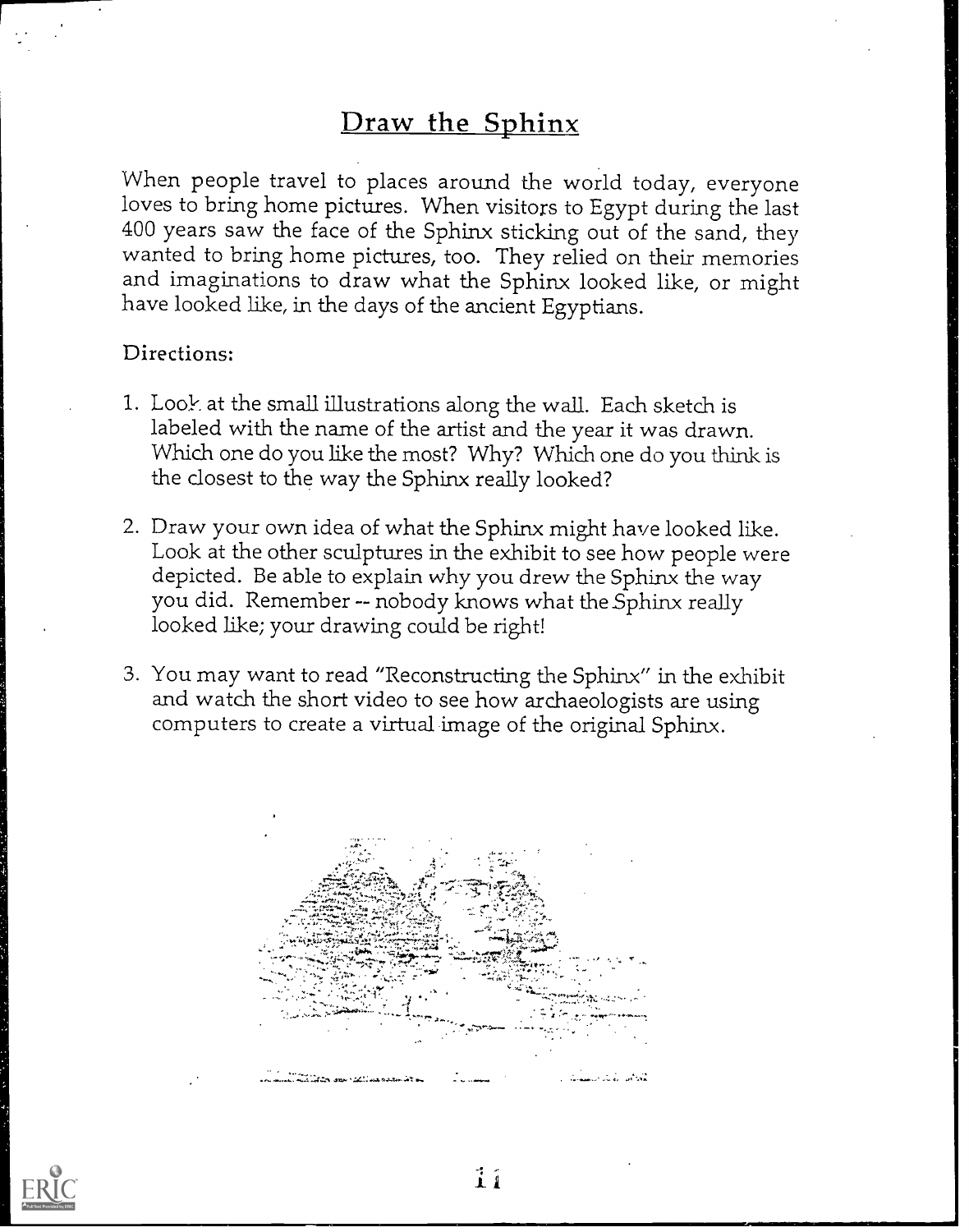# Draw the Sphinx

When people travel to places around the world today, everyone loves to bring home pictures. When visitors to Egypt during the last 400 years saw the face of the Sphinx sticking out of the sand, they wanted to bring home pictures, too. They relied on their memories and imaginations to draw what the Sphinx looked like, or might have looked like, in the days of the ancient Egyptians.

Directions:

1. Look at the small illustrations along the wall. Each sketch is labeled with the name of the artist and the year it was drawn. Which one do you like the most? Why? Which one do you think is the closest to the way the Sphinx really looked?

2. Draw your own idea of what the Sphinx might have looked like. Look at the other sculptures in the exhibit to see how people were depicted. Be able to explain why you drew the Sphinx the way you did. Remember -- nobody knows what the Sphinx really looked like; your drawing could be right!

3. You may want to read "Reconstructing the Sphinx" in the exhibit and watch the short video to see how archaeologists are using computers to create a virtual image of the original Sphinx.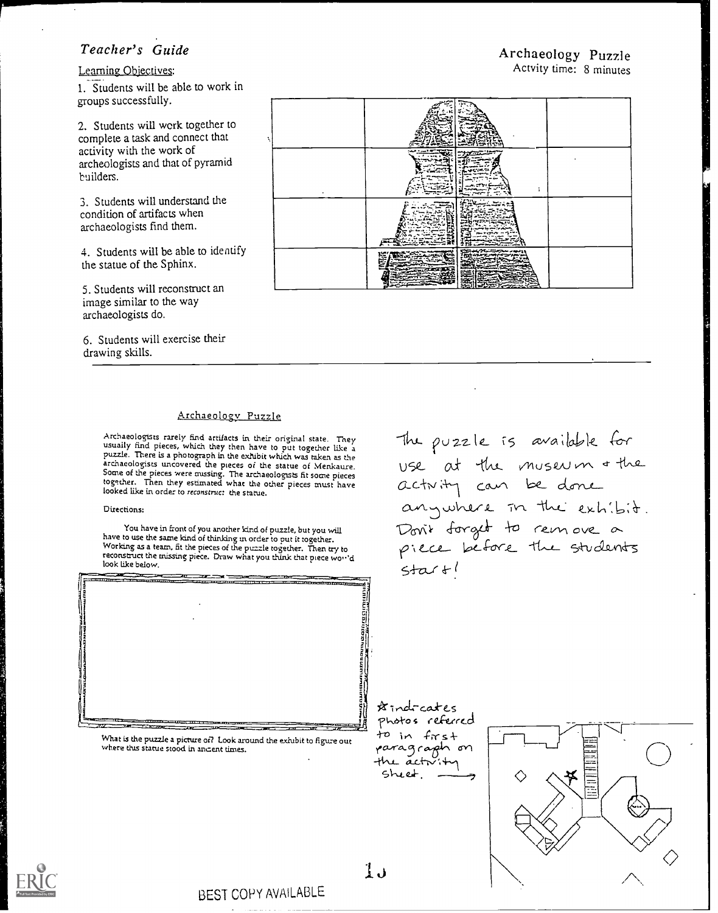*Teacher's Guide*

**Archaeology Puzzle**
Actvity time: 8 minutes

Learning Objectives:

1. Students will be able to work in groups successfully.

2. Students will work together to complete a task and connect that activity with the work of archeologists and that of pyramid builders.

3. Students will understand the condition of artifacts when archaeologists find them.

4. Students will be able to identify the statue of the Sphinx.

5. Students will reconstruct an image similar to the way archaeologists do.

6. Students will exercise their drawing skills.

---

## Archaeology Puzzle

Archaeologists rarely find artifacts in their original state. They usually find pieces, which they then have to put together like a puzzle. There is a photograph in the exhibit which was taken as the archaeologists uncovered the pieces of the statue of Menkaure. Some of the pieces were missing. The archaeologists fit some pieces together. Then they estimated what the other pieces must have looked like in order to *reconstruct* the statue.

Directions:

You have in front of you another kind of puzzle, but you will have to use the same kind of thinking in order to put it together. Working as a team, fit the pieces of the puzzle together. Then try to reconstruct the missing piece. Draw what you think that piece would look like below.

What is the puzzle a picture of? Look around the exhibit to figure out where this statue stood in ancient times.

The puzzle is available for use at the museum & the activity can be done anywhere in the exhibit. Don't forget to remove a piece before the students start!

★ indicates photos referred to in first paragraph on the activity sheet.

BEST COPY AVAILABLE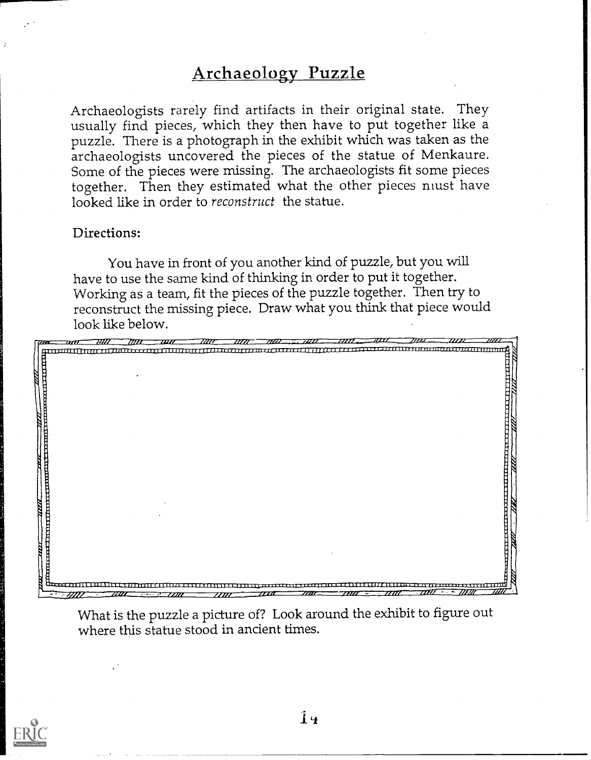# Archaeology Puzzle

Archaeologists rarely find artifacts in their original state. They usually find pieces, which they then have to put together like a puzzle. There is a photograph in the exhibit which was taken as the archaeologists uncovered the pieces of the statue of Menkaure. Some of the pieces were missing. The archaeologists fit some pieces together. Then they estimated what the other pieces must have looked like in order to *reconstruct* the statue.

Directions:

You have in front of you another kind of puzzle, but you will have to use the same kind of thinking in order to put it together. Working as a team, fit the pieces of the puzzle together. Then try to reconstruct the missing piece. Draw what you think that piece would look like below.

What is the puzzle a picture of? Look around the exhibit to figure out where this statue stood in ancient times.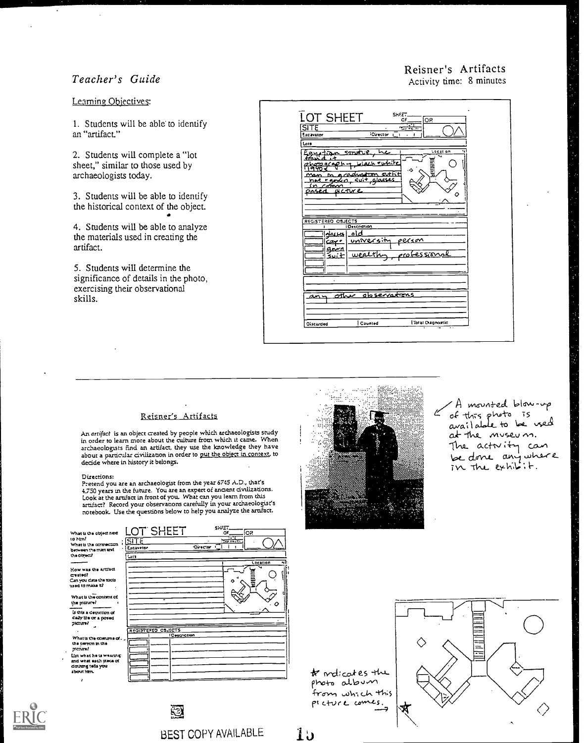*Teacher's Guide*

# Reisner's Artifacts

Activity time: 8 minutes

Learning Objectives:

1. Students will be able to identify an "artifact."
2. Students will complete a "lot sheet," similar to those used by archaeologists today.
3. Students will be able to identify the historical context of the object.
4. Students will be able to analyze the materials used in creating the artifact.
5. Students will determine the significance of details in the photo, exercising their observational skills.

LOT SHEET

SITE

Excavator — Director

Lots

Egyptian statue, he found it
photograph, black + white 1940's
man in graduation outfit
hat + gown, suit, glasses
in color
posed picture

REGISTERED OBJECTS

| | Description |
|---|---|
| glasses | old |
| cap + gown | university person |
| suit | wealthy, professional |

any other observations

Discarded | Counted | Total Diagnostic

---

## Reisner's Artifacts

An *artifact* is an object created by people which archaeologists study in order to learn more about the culture from which it came. When archaeologists find an artifact, they use the knowledge they have about a particular civilization in order to put the object in context, to decide where in history it belongs.

Directions:
Pretend you are an archaeologist from the year 6745 A.D., that's 4,750 years in the future. You are an expert of ancient civilizations. Look at the artifact in front of you. What can you learn from this artifact? Record your observations carefully in your archaeologist's notebook. Use the questions below to help you analyze the artifact.

What is the object next to him? What is the connection between the man and the object?

How was the artifact created? Can you date the tools used to make it?

What is the content of the picture? Is this a depiction of daily life or a posed picture?

What is the costume of the person in the picture? List what he is wearing and what each piece of clothing tells you about him.

LOT SHEET — SITE — Excavator — Director — Lots — Location — REGISTERED OBJECTS — Description

A mounted blow-up of this photo is available to be used at the museum. The activity can be done anywhere in the exhibit.

★ indicates the photo album from which this picture comes.

BEST COPY AVAILABLE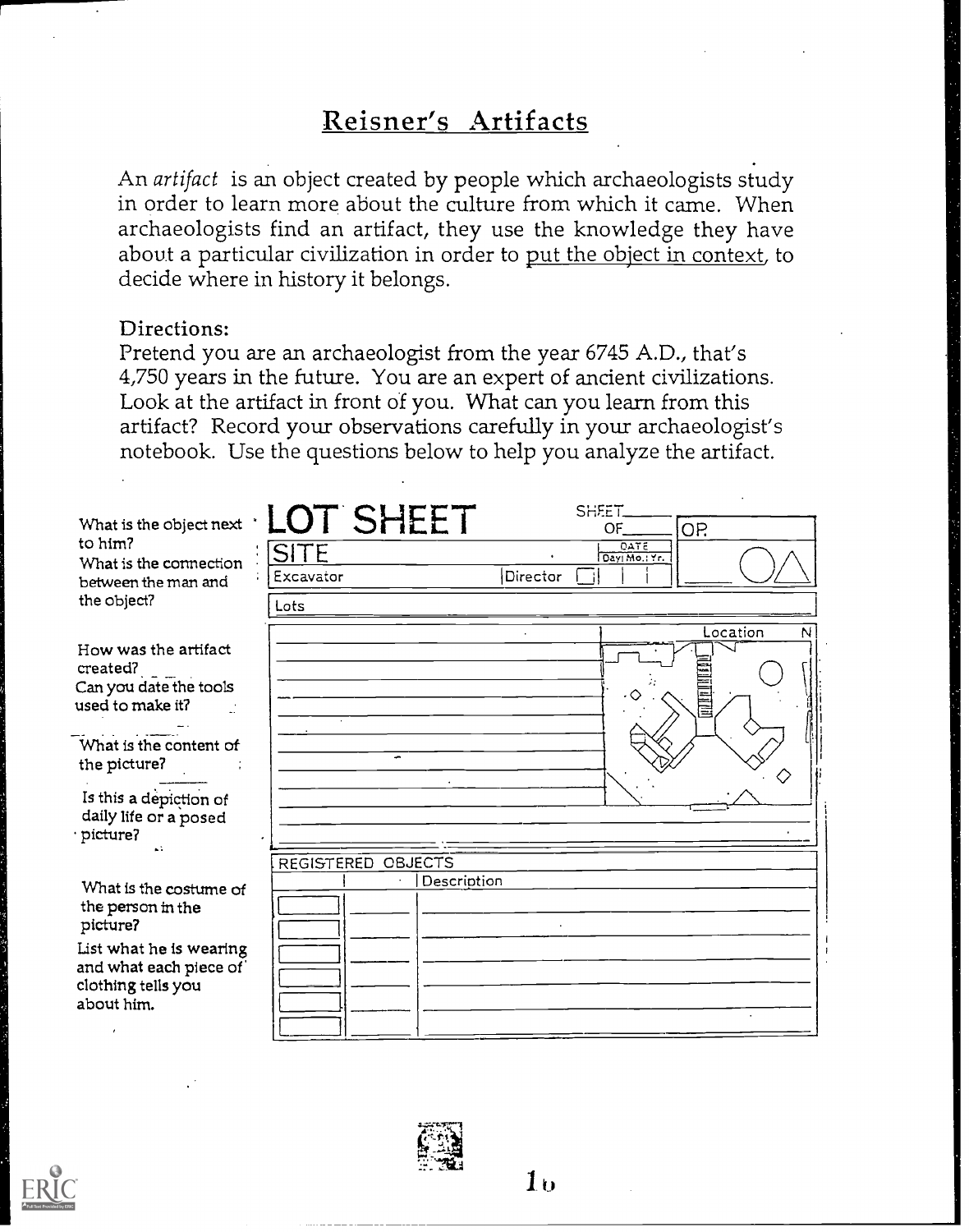# Reisner's Artifacts

An *artifact* is an object created by people which archaeologists study in order to learn more about the culture from which it came. When archaeologists find an artifact, they use the knowledge they have about a particular civilization in order to put the object in context, to decide where in history it belongs.

Directions:

Pretend you are an archaeologist from the year 6745 A.D., that's 4,750 years in the future. You are an expert of ancient civilizations. Look at the artifact in front of you. What can you learn from this artifact? Record your observations carefully in your archaeologist's notebook. Use the questions below to help you analyze the artifact.

What is the object next to him?
What is the connection between the man and the object?

How was the artifact created?
Can you date the tools used to make it?

What is the content of the picture?

Is this a depiction of daily life or a posed picture?

What is the costume of the person in the picture?
List what he is wearing and what each piece of clothing tells you about him.

**LOT SHEET**

SHEET ____ OF ____ | OR.

SITE | DATE Day | Mo. | Yr.

Excavator | Director

Lots

Location N

REGISTERED OBJECTS

| | | Description |
|---|---|---|
| | | |
| | | |
| | | |
| | | |
| | | |
| | | |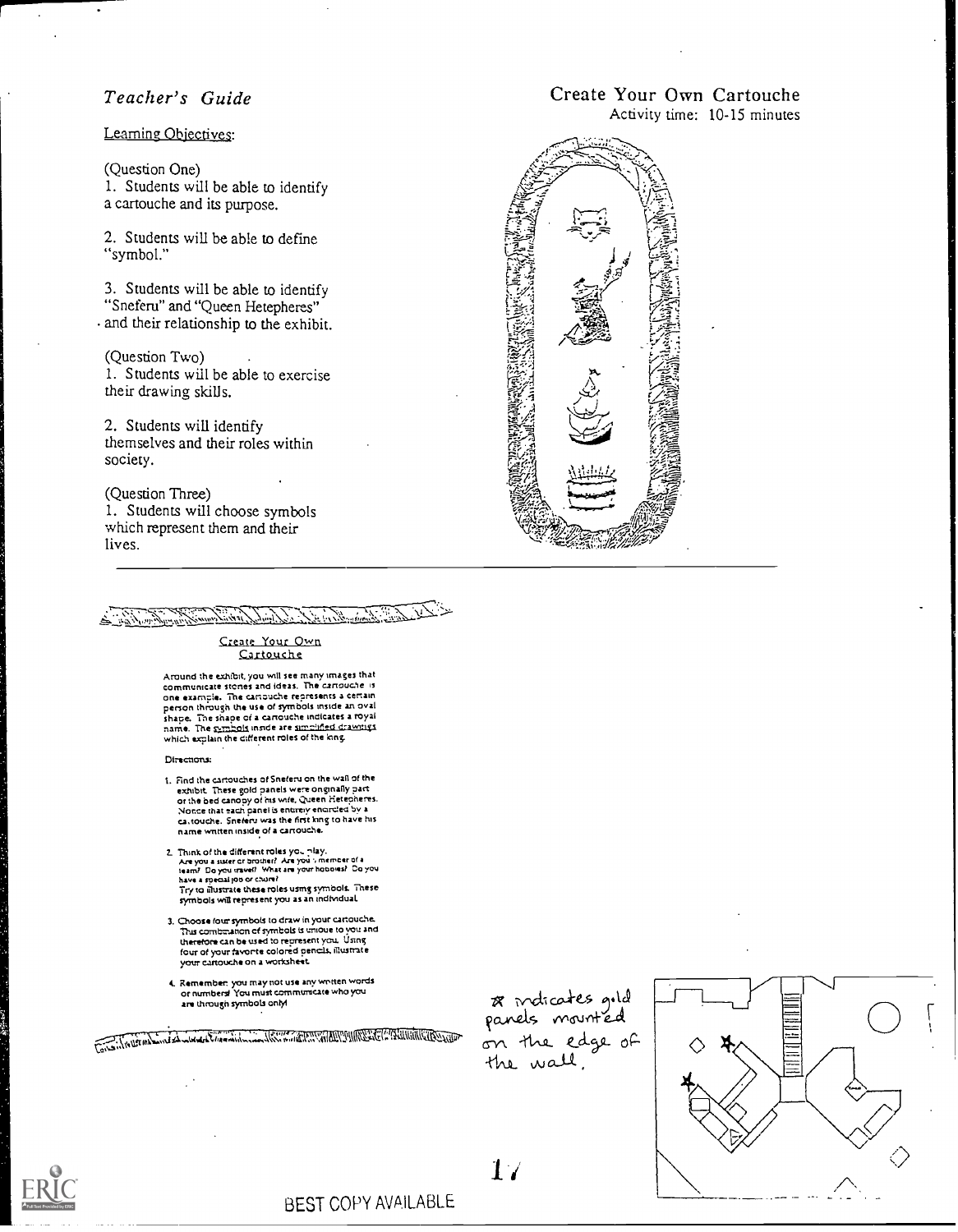*Teacher's Guide*

## Create Your Own Cartouche

Activity time: 10-15 minutes

Learning Objectives:

(Question One)

1. Students will be able to identify a cartouche and its purpose.

2. Students will be able to define "symbol."

3. Students will be able to identify "Sneferu" and "Queen Hetepheres" and their relationship to the exhibit.

(Question Two)

1. Students will be able to exercise their drawing skills.

2. Students will identify themselves and their roles within society.

(Question Three)

1. Students will choose symbols which represent them and their lives.

---

### Create Your Own Cartouche

Around the exhibit, you will see many images that communicate stories and ideas. The cartouche is one example. The cartouche represents a certain person through the use of symbols inside an oval shape. The shape of a cartouche indicates a royal name. The symbols inside are simplified drawings which explain the different roles of the king.

Directions:

1. Find the cartouches of Sneferu on the wall of the exhibit. These gold panels were originally part of the bed canopy of his wife, Queen Hetepheres. Notice that each panel is entirely encircled by a cartouche. Sneferu was the first king to have his name written inside of a cartouche.

2. Think of the different roles you play. Are you a sister or brother? Are you a member of a team? Do you travel? What are your hobbies? Do you have a special job or chore? Try to illustrate these roles using symbols. These symbols will represent you as an individual.

3. Choose four symbols to draw in your cartouche. This combination of symbols is unique to you and therefore can be used to represent you. Using four of your favorite colored pencils, illustrate your cartouche on a worksheet.

4. Remember: you may not use any written words or numbers! You must communicate who you are through symbols only!

☆ indicates gold panels mounted on the edge of the wall.

BEST COPY AVAILABLE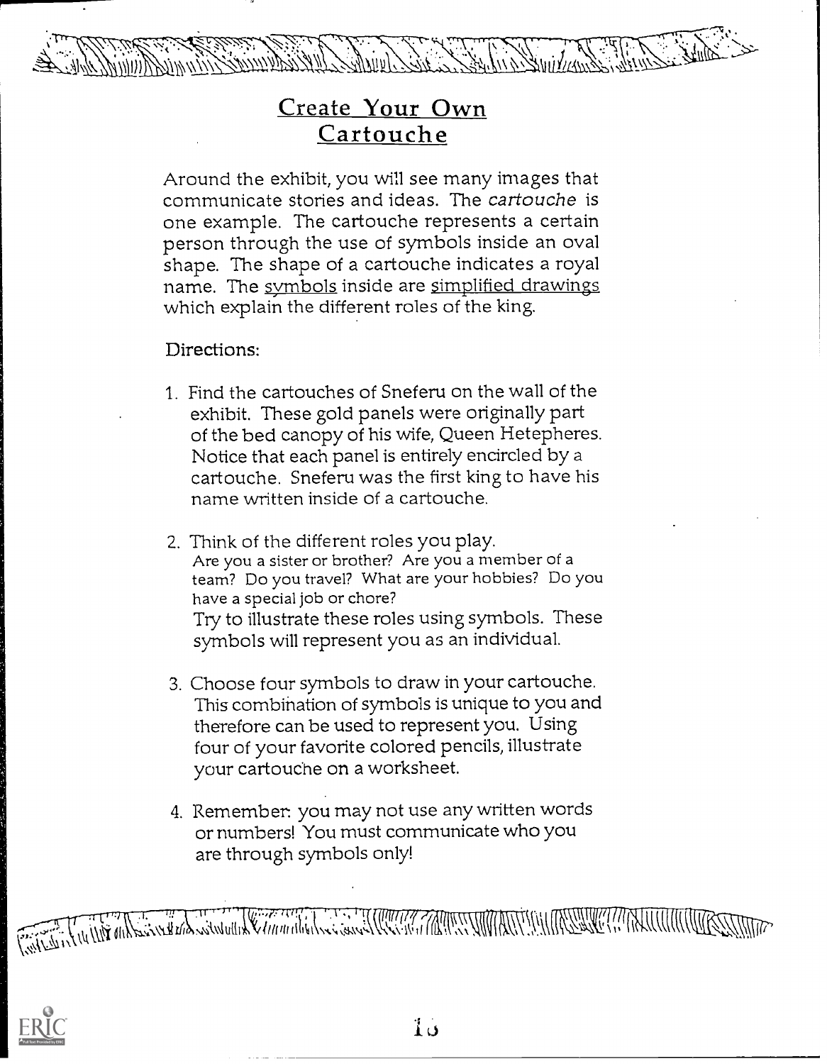# Create Your Own Cartouche

Around the exhibit, you will see many images that communicate stories and ideas. The *cartouche* is one example. The cartouche represents a certain person through the use of symbols inside an oval shape. The shape of a cartouche indicates a royal name. The symbols inside are simplified drawings which explain the different roles of the king.

Directions:

1. Find the cartouches of Sneferu on the wall of the exhibit. These gold panels were originally part of the bed canopy of his wife, Queen Hetepheres. Notice that each panel is entirely encircled by a cartouche. Sneferu was the first king to have his name written inside of a cartouche.

2. Think of the different roles you play.
   Are you a sister or brother? Are you a member of a team? Do you travel? What are your hobbies? Do you have a special job or chore?
   Try to illustrate these roles using symbols. These symbols will represent you as an individual.

3. Choose four symbols to draw in your cartouche. This combination of symbols is unique to you and therefore can be used to represent you. Using four of your favorite colored pencils, illustrate your cartouche on a worksheet.

4. Remember: you may not use any written words or numbers! You must communicate who you are through symbols only!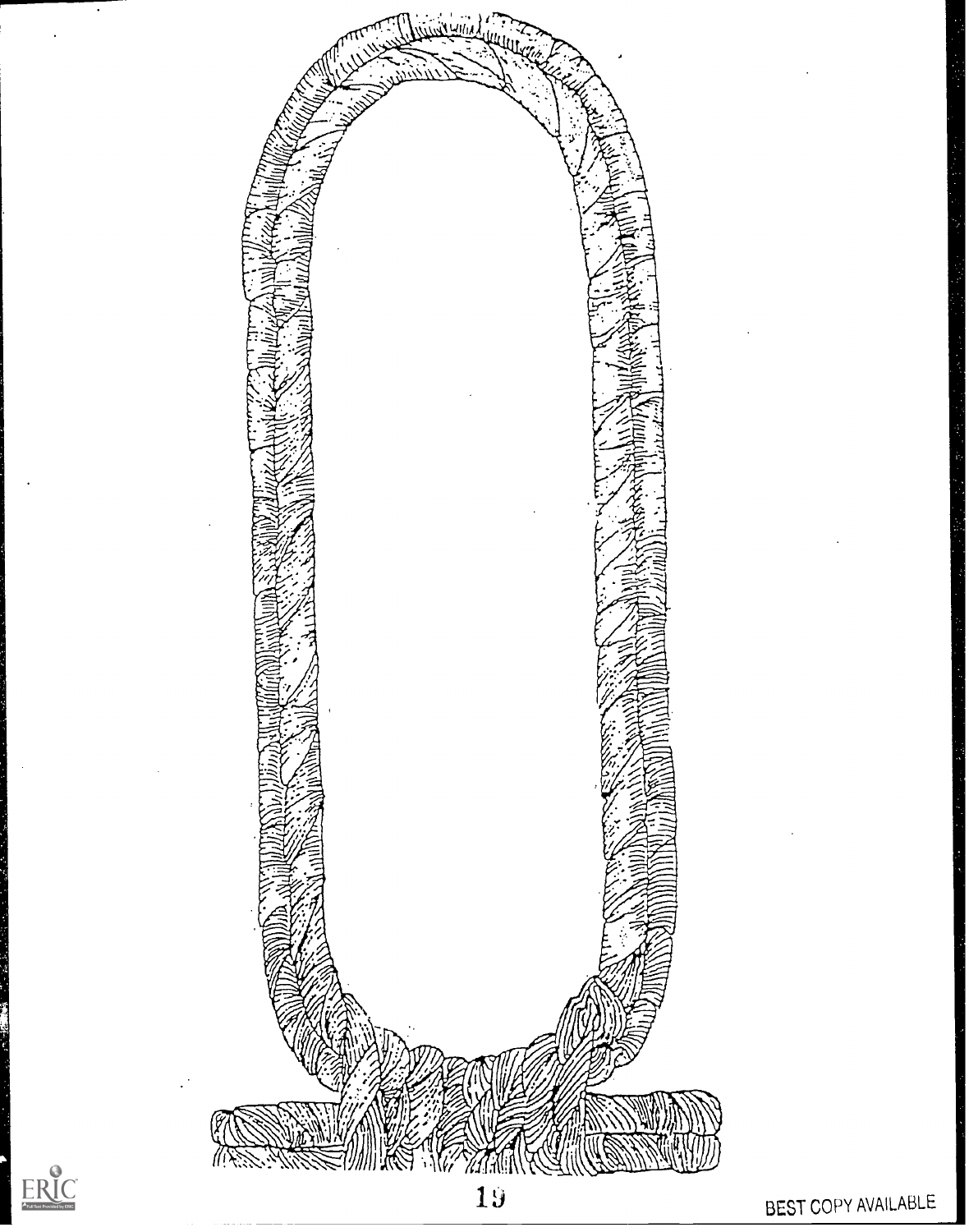BEST COPY AVAILABLE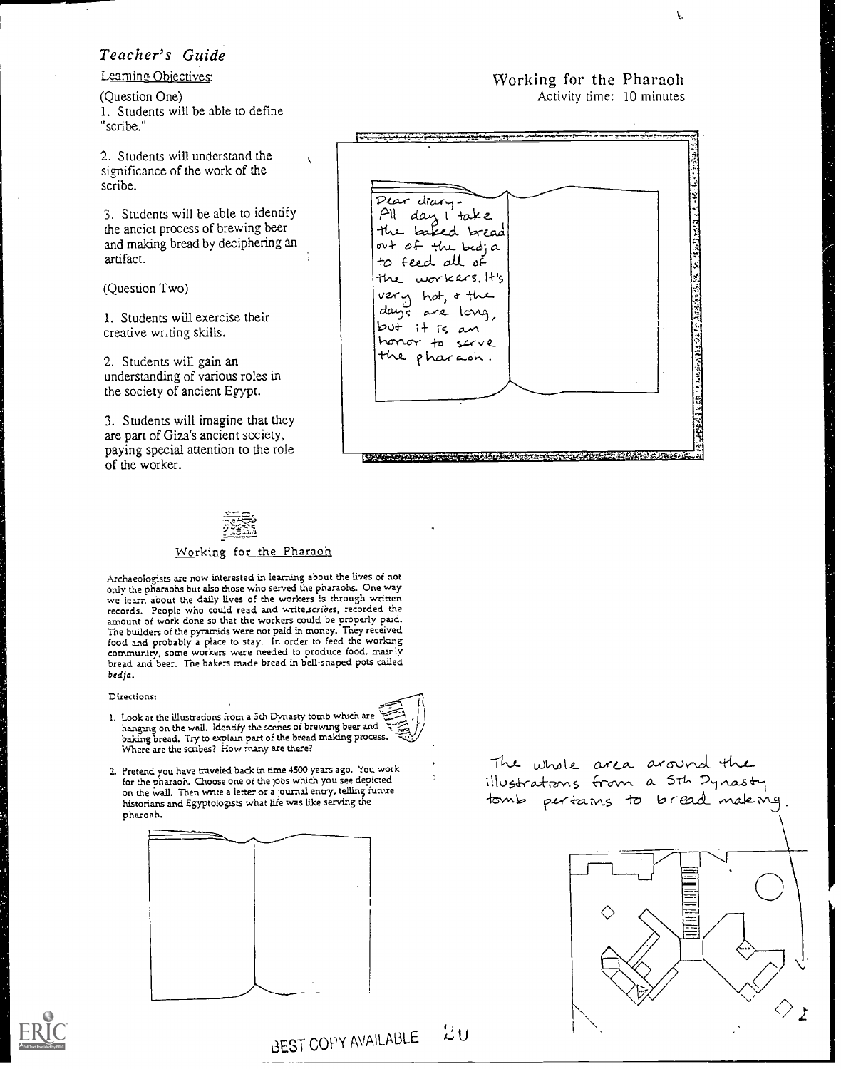## Teacher's Guide

Learning Objectives:

(Question One)

1. Students will be able to define "scribe."

2. Students will understand the significance of the work of the scribe.

3. Students will be able to identify the anciet process of brewing beer and making bread by deciphering an artifact.

(Question Two)

1. Students will exercise their creative writing skills.

2. Students will gain an understanding of various roles in the society of ancient Egypt.

3. Students will imagine that they are part of Giza's ancient society, paying special attention to the role of the worker.

## Working for the Pharaoh

Activity time: 10 minutes

Dear diary - All day I take the baked bread out of the bedja to feed all of the workers. It's very hot, & the days are long, but it is an honor to serve the pharaoh.

### Working for the Pharaoh

Archaeologists are now interested in learning about the lives of not only the pharaohs but also those who served the pharaohs. One way we learn about the daily lives of the workers is through written records. People who could read and write,*scribes*, recorded the amount of work done so that the workers could be properly paid. The builders of the pyramids were not paid in money. They received food and probably a place to stay. In order to feed the working community, some workers were needed to produce food, mainly bread and beer. The bakers made bread in bell-shaped pots called *bedja*.

Directions:

1. Look at the illustrations from a 5th Dynasty tomb which are hanging on the wall. Identify the scenes of brewing beer and baking bread. Try to explain part of the bread making process. Where are the scribes? How many are there?

2. Pretend you have traveled back in time 4500 years ago. You work for the pharaoh. Choose one of the jobs which you see depicted on the wall. Then write a letter or a journal entry, telling future historians and Egyptologists what life was like serving the pharaoh.

The whole area around the illustrations from a 5th Dynasty tomb pertains to bread making.

BEST COPY AVAILABLE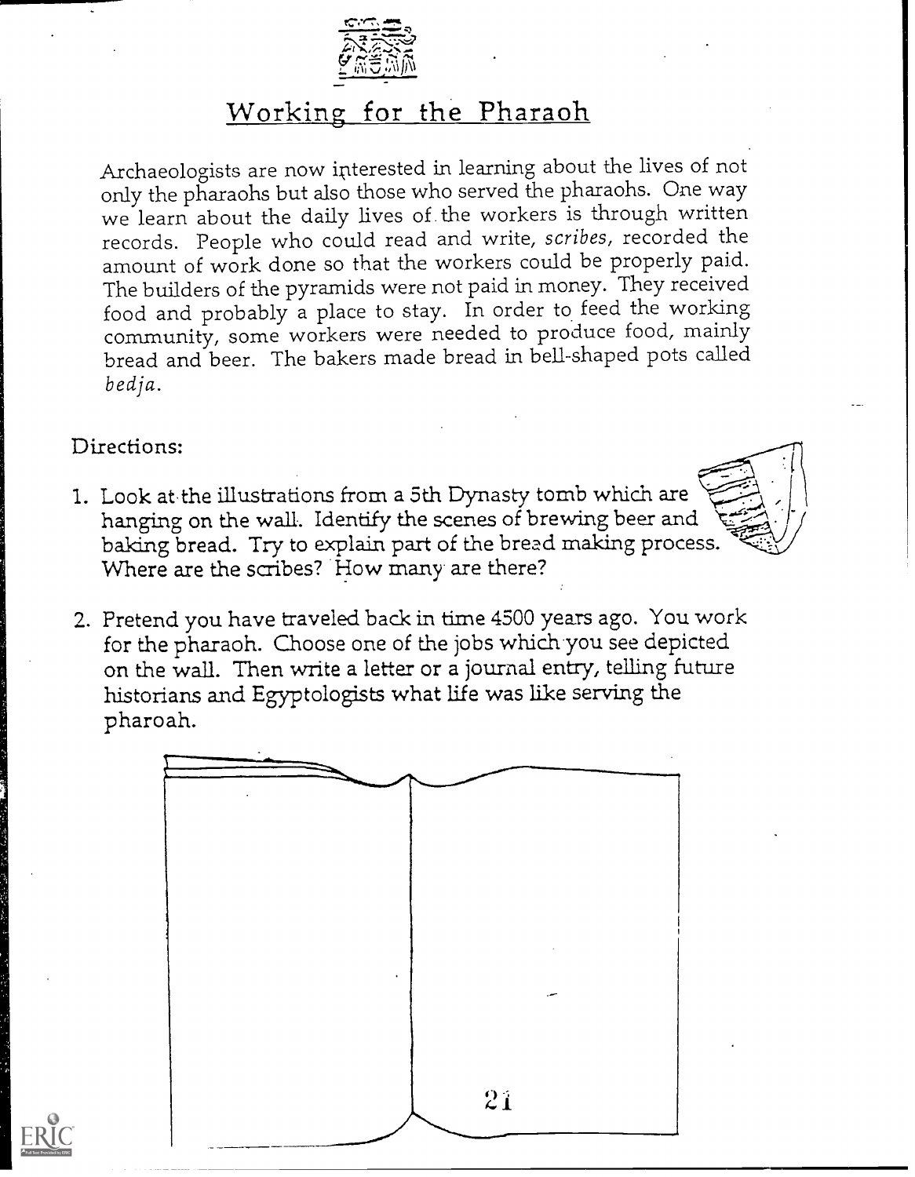## Working for the Pharaoh

Archaeologists are now interested in learning about the lives of not only the pharaohs but also those who served the pharaohs. One way we learn about the daily lives of the workers is through written records. People who could read and write, *scribes*, recorded the amount of work done so that the workers could be properly paid. The builders of the pyramids were not paid in money. They received food and probably a place to stay. In order to feed the working community, some workers were needed to produce food, mainly bread and beer. The bakers made bread in bell-shaped pots called *bedja*.

Directions:

1. Look at the illustrations from a 5th Dynasty tomb which are hanging on the wall. Identify the scenes of brewing beer and baking bread. Try to explain part of the bread making process. Where are the scribes? How many are there?

2. Pretend you have traveled back in time 4500 years ago. You work for the pharaoh. Choose one of the jobs which you see depicted on the wall. Then write a letter or a journal entry, telling future historians and Egyptologists what life was like serving the pharoah.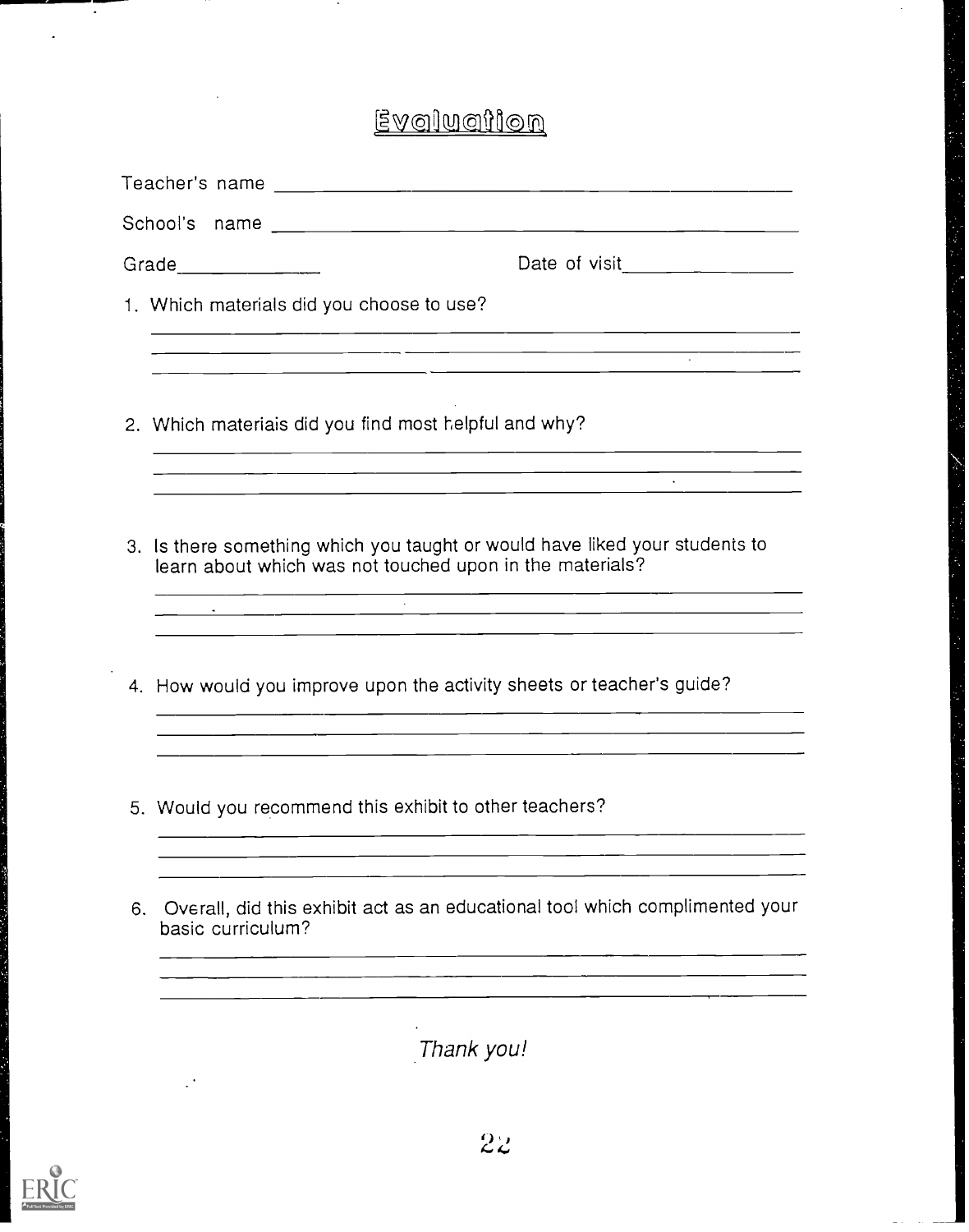# Evaluation

Teacher's name ______________________________________________

School's name ______________________________________________

Grade______________ Date of visit________________

1. Which materials did you choose to use?

______________________________________________

______________________________________________

______________________________________________

2. Which materiais did you find most helpful and why?

______________________________________________

______________________________________________

______________________________________________

3. Is there something which you taught or would have liked your students to learn about which was not touched upon in the materials?

______________________________________________

______________________________________________

______________________________________________

4. How would you improve upon the activity sheets or teacher's guide?

______________________________________________

______________________________________________

______________________________________________

5. Would you recommend this exhibit to other teachers?

______________________________________________

______________________________________________

______________________________________________

6. Overall, did this exhibit act as an educational tool which complimented your basic curriculum?

______________________________________________

______________________________________________

______________________________________________

*Thank you!*